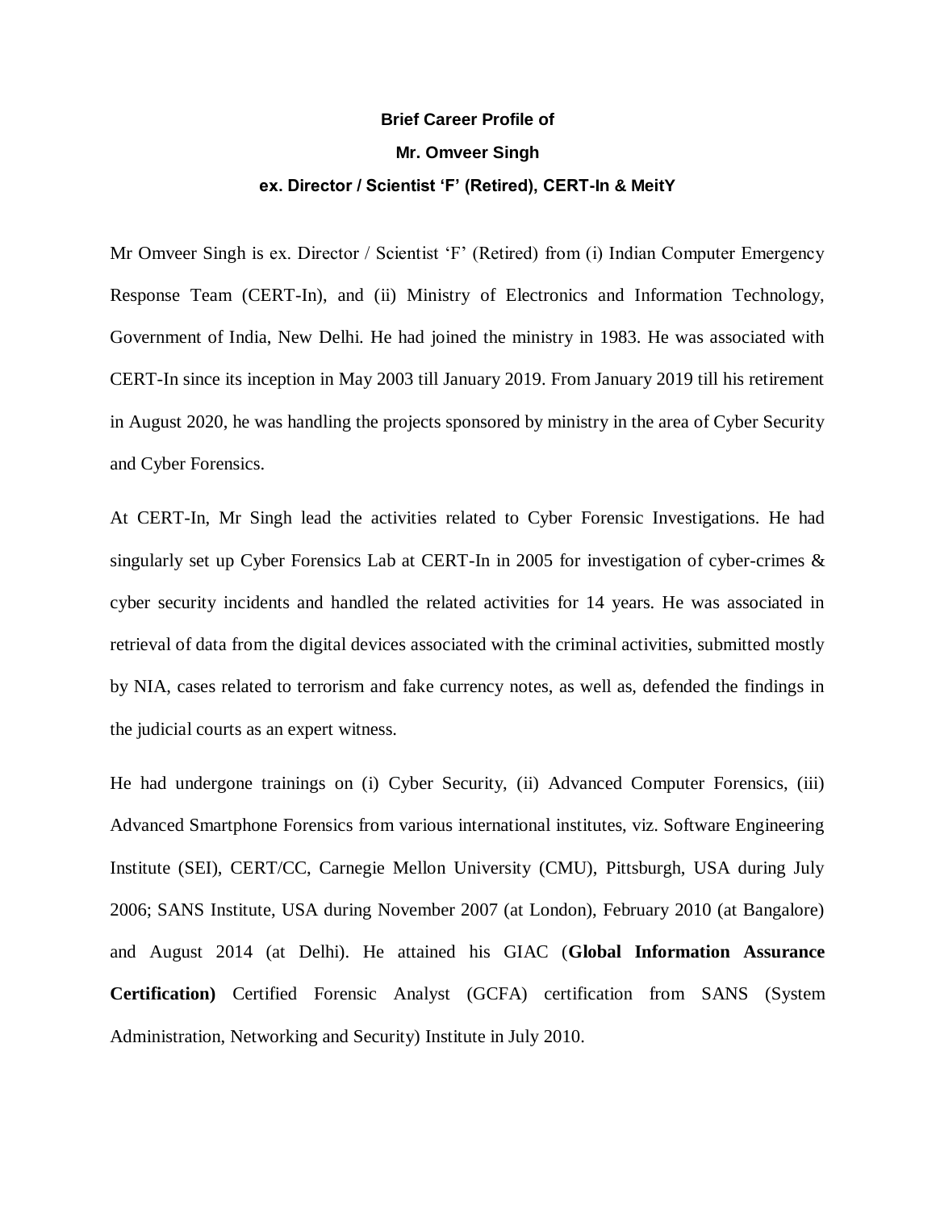**Brief Career Profile of**

**Mr. Omveer Singh**

**ex. Director / Scientist 'F' (Retired), CERT-In & MeitY**

Mr Omveer Singh is ex. Director / Scientist 'F' (Retired) from (i) Indian Computer Emergency Response Team (CERT-In), and (ii) Ministry of Electronics and Information Technology, Government of India, New Delhi. He had joined the ministry in 1983. He was associated with CERT-In since its inception in May 2003 till January 2019. From January 2019 till his retirement in August 2020, he was handling the projects sponsored by ministry in the area of Cyber Security and Cyber Forensics.

At CERT-In, Mr Singh lead the activities related to Cyber Forensic Investigations. He had singularly set up Cyber Forensics Lab at CERT-In in 2005 for investigation of cyber-crimes & cyber security incidents and handled the related activities for 14 years. He was associated in retrieval of data from the digital devices associated with the criminal activities, submitted mostly by NIA, cases related to terrorism and fake currency notes, as well as, defended the findings in the judicial courts as an expert witness.

He had undergone trainings on (i) Cyber Security, (ii) Advanced Computer Forensics, (iii) Advanced Smartphone Forensics from various international institutes, viz. Software Engineering Institute (SEI), CERT/CC, Carnegie Mellon University (CMU), Pittsburgh, USA during July 2006; SANS Institute, USA during November 2007 (at London), February 2010 (at Bangalore) and August 2014 (at Delhi). He attained his GIAC (**Global Information Assurance Certification)** Certified Forensic Analyst (GCFA) certification from SANS (System Administration, Networking and Security) Institute in July 2010.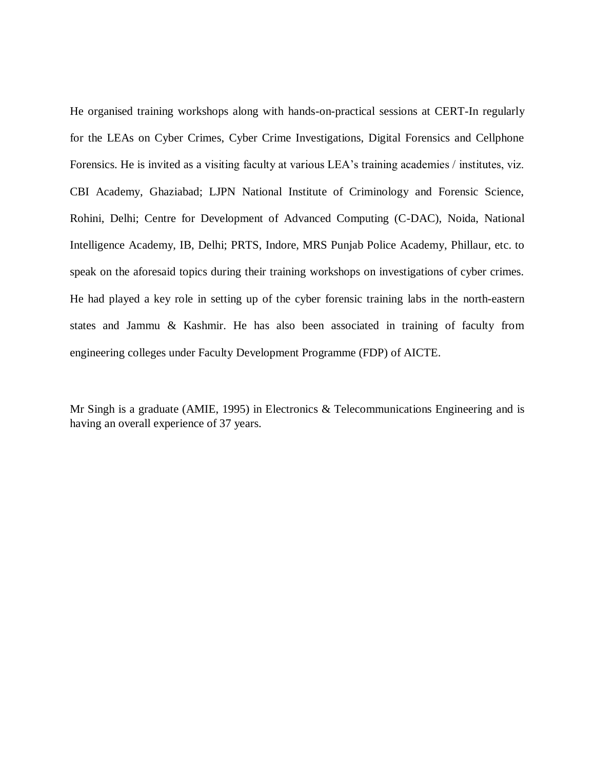He organised training workshops along with hands-on-practical sessions at CERT-In regularly for the LEAs on Cyber Crimes, Cyber Crime Investigations, Digital Forensics and Cellphone Forensics. He is invited as a visiting faculty at various LEA's training academies / institutes, viz. CBI Academy, Ghaziabad; LJPN National Institute of Criminology and Forensic Science, Rohini, Delhi; Centre for Development of Advanced Computing (C-DAC), Noida, National Intelligence Academy, IB, Delhi; PRTS, Indore, MRS Punjab Police Academy, Phillaur, etc. to speak on the aforesaid topics during their training workshops on investigations of cyber crimes. He had played a key role in setting up of the cyber forensic training labs in the north-eastern states and Jammu & Kashmir. He has also been associated in training of faculty from engineering colleges under Faculty Development Programme (FDP) of AICTE.

Mr Singh is a graduate (AMIE, 1995) in Electronics & Telecommunications Engineering and is having an overall experience of 37 years.